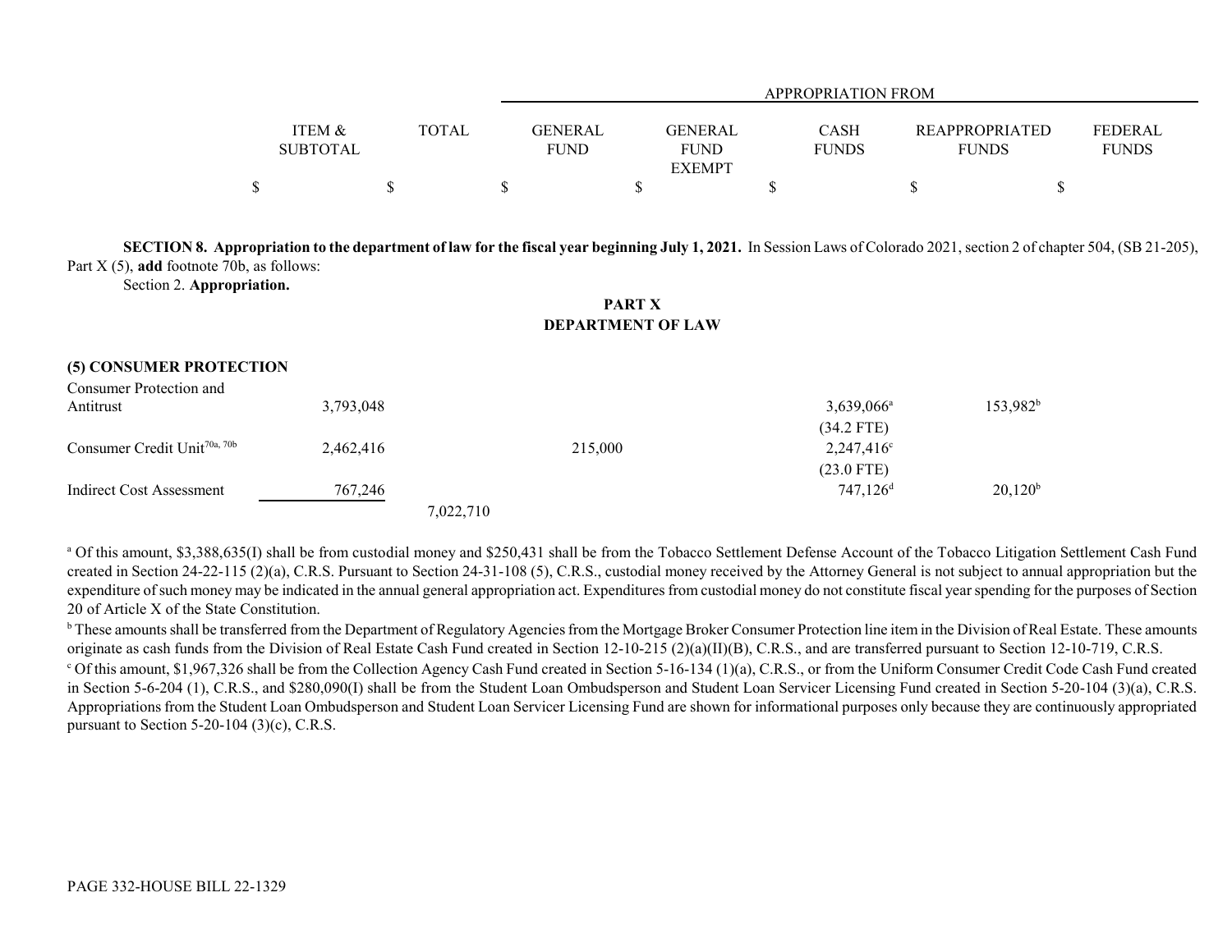| | ITEM & SUBTOTAL | TOTAL | GENERAL FUND | GENERAL FUND EXEMPT | CASH FUNDS | REAPPROPRIATED FUNDS | FEDERAL FUNDS |
|---|---|---|---|---|---|---|---|
| | | | APPROPRIATION FROM | | | | |
| | $ | $ | $ | $ | $ | $ | $ |

**SECTION 8. Appropriation to the department of law for the fiscal year beginning July 1, 2021.** In Session Laws of Colorado 2021, section 2 of chapter 504, (SB 21-205), Part X (5), **add** footnote 70b, as follows:

Section 2. **Appropriation.**

**PART X**
**DEPARTMENT OF LAW**

| | ITEM & SUBTOTAL | TOTAL | GENERAL FUND | GENERAL FUND EXEMPT | CASH FUNDS | REAPPROPRIATED FUNDS | FEDERAL FUNDS |
|---|---|---|---|---|---|---|---|
| **(5) CONSUMER PROTECTION** | | | | | | | |
| Consumer Protection and Antitrust | 3,793,048 | | | | 3,639,066[a] (34.2 FTE) | 153,982[b] | |
| Consumer Credit Unit[70a, 70b] | 2,462,416 | | 215,000 | | 2,247,416[c] (23.0 FTE) | | |
| Indirect Cost Assessment | 767,246 | | | | 747,126[d] | 20,120[b] | |
| | | 7,022,710 | | | | | |

[a] Of this amount, $3,388,635(I) shall be from custodial money and $250,431 shall be from the Tobacco Settlement Defense Account of the Tobacco Litigation Settlement Cash Fund created in Section 24-22-115 (2)(a), C.R.S. Pursuant to Section 24-31-108 (5), C.R.S., custodial money received by the Attorney General is not subject to annual appropriation but the expenditure of such money may be indicated in the annual general appropriation act. Expenditures from custodial money do not constitute fiscal year spending for the purposes of Section 20 of Article X of the State Constitution.

[b] These amounts shall be transferred from the Department of Regulatory Agencies from the Mortgage Broker Consumer Protection line item in the Division of Real Estate. These amounts originate as cash funds from the Division of Real Estate Cash Fund created in Section 12-10-215 (2)(a)(II)(B), C.R.S., and are transferred pursuant to Section 12-10-719, C.R.S.

[c] Of this amount, $1,967,326 shall be from the Collection Agency Cash Fund created in Section 5-16-134 (1)(a), C.R.S., or from the Uniform Consumer Credit Code Cash Fund created in Section 5-6-204 (1), C.R.S., and $280,090(I) shall be from the Student Loan Ombudsperson and Student Loan Servicer Licensing Fund created in Section 5-20-104 (3)(a), C.R.S. Appropriations from the Student Loan Ombudsperson and Student Loan Servicer Licensing Fund are shown for informational purposes only because they are continuously appropriated pursuant to Section 5-20-104 (3)(c), C.R.S.

PAGE 332-HOUSE BILL 22-1329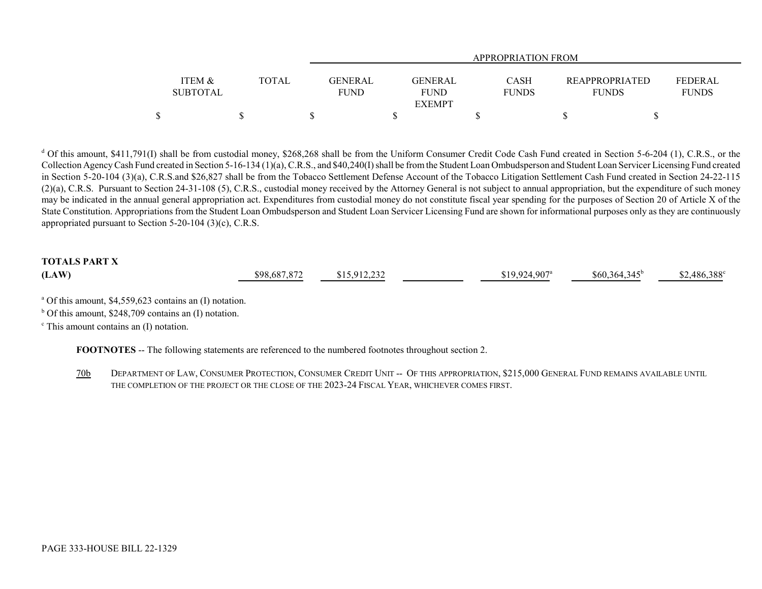| | | APPROPRIATION FROM | | | | |
|---|---|---|---|---|---|---|
| ITEM & SUBTOTAL | TOTAL | GENERAL FUND | GENERAL FUND EXEMPT | CASH FUNDS | REAPPROPRIATED FUNDS | FEDERAL FUNDS |
| $ | $ | $ | $ | $ | $ | $ |

[d] Of this amount, $411,791(I) shall be from custodial money, $268,268 shall be from the Uniform Consumer Credit Code Cash Fund created in Section 5-6-204 (1), C.R.S., or the Collection Agency Cash Fund created in Section 5-16-134 (1)(a), C.R.S., and $40,240(I) shall be from the Student Loan Ombudsperson and Student Loan Servicer Licensing Fund created in Section 5-20-104 (3)(a), C.R.S.and $26,827 shall be from the Tobacco Settlement Defense Account of the Tobacco Litigation Settlement Cash Fund created in Section 24-22-115 (2)(a), C.R.S. Pursuant to Section 24-31-108 (5), C.R.S., custodial money received by the Attorney General is not subject to annual appropriation, but the expenditure of such money may be indicated in the annual general appropriation act. Expenditures from custodial money do not constitute fiscal year spending for the purposes of Section 20 of Article X of the State Constitution. Appropriations from the Student Loan Ombudsperson and Student Loan Servicer Licensing Fund are shown for informational purposes only as they are continuously appropriated pursuant to Section 5-20-104 (3)(c), C.R.S.

| | ITEM & SUBTOTAL | TOTAL | GENERAL FUND | GENERAL FUND EXEMPT | CASH FUNDS | REAPPROPRIATED FUNDS | FEDERAL FUNDS |
|---|---|---|---|---|---|---|---|
| **TOTALS PART X (LAW)** | | $98,687,872 | $15,912,232 | | $19,924,907[a] | $60,364,345[b] | $2,486,388[c] |

[a] Of this amount, $4,559,623 contains an (I) notation.

[b] Of this amount, $248,709 contains an (I) notation.

[c] This amount contains an (I) notation.

**FOOTNOTES** -- The following statements are referenced to the numbered footnotes throughout section 2.

70b DEPARTMENT OF LAW, CONSUMER PROTECTION, CONSUMER CREDIT UNIT -- OF THIS APPROPRIATION, $215,000 GENERAL FUND REMAINS AVAILABLE UNTIL THE COMPLETION OF THE PROJECT OR THE CLOSE OF THE 2023-24 FISCAL YEAR, WHICHEVER COMES FIRST.